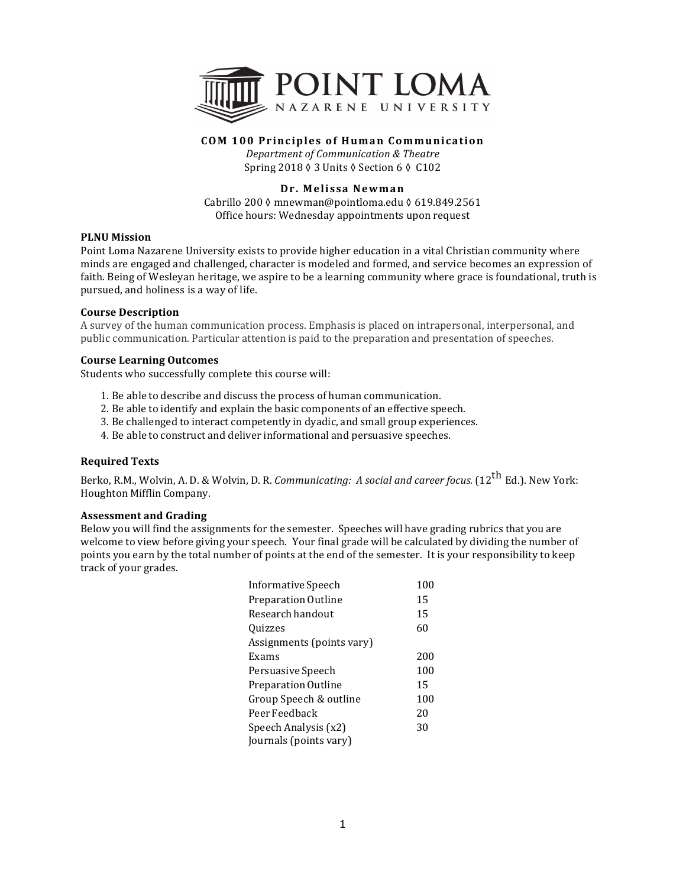# COM 100 Principles of Human Communication

*Department of Communication & Theatre*
Spring 2018 ◊ 3 Units ◊ Section 6 ◊ C102

**Dr. Melissa Newman**
Cabrillo 200 ◊ mnewman@pointloma.edu ◊ 619.849.2561
Office hours: Wednesday appointments upon request

### PLNU Mission

Point Loma Nazarene University exists to provide higher education in a vital Christian community where minds are engaged and challenged, character is modeled and formed, and service becomes an expression of faith. Being of Wesleyan heritage, we aspire to be a learning community where grace is foundational, truth is pursued, and holiness is a way of life.

### Course Description

A survey of the human communication process. Emphasis is placed on intrapersonal, interpersonal, and public communication. Particular attention is paid to the preparation and presentation of speeches.

### Course Learning Outcomes

Students who successfully complete this course will:

1. Be able to describe and discuss the process of human communication.
2. Be able to identify and explain the basic components of an effective speech.
3. Be challenged to interact competently in dyadic, and small group experiences.
4. Be able to construct and deliver informational and persuasive speeches.

### Required Texts

Berko, R.M., Wolvin, A. D. & Wolvin, D. R. *Communicating: A social and career focus.* (12th Ed.). New York: Houghton Mifflin Company.

### Assessment and Grading

Below you will find the assignments for the semester. Speeches will have grading rubrics that you are welcome to view before giving your speech. Your final grade will be calculated by dividing the number of points you earn by the total number of points at the end of the semester. It is your responsibility to keep track of your grades.

| Assignment | Points |
|---|---|
| Informative Speech | 100 |
| Preparation Outline | 15 |
| Research handout | 15 |
| Quizzes | 60 |
| Assignments (points vary) | |
| Exams | 200 |
| Persuasive Speech | 100 |
| Preparation Outline | 15 |
| Group Speech & outline | 100 |
| Peer Feedback | 20 |
| Speech Analysis (x2) | 30 |
| Journals (points vary) | |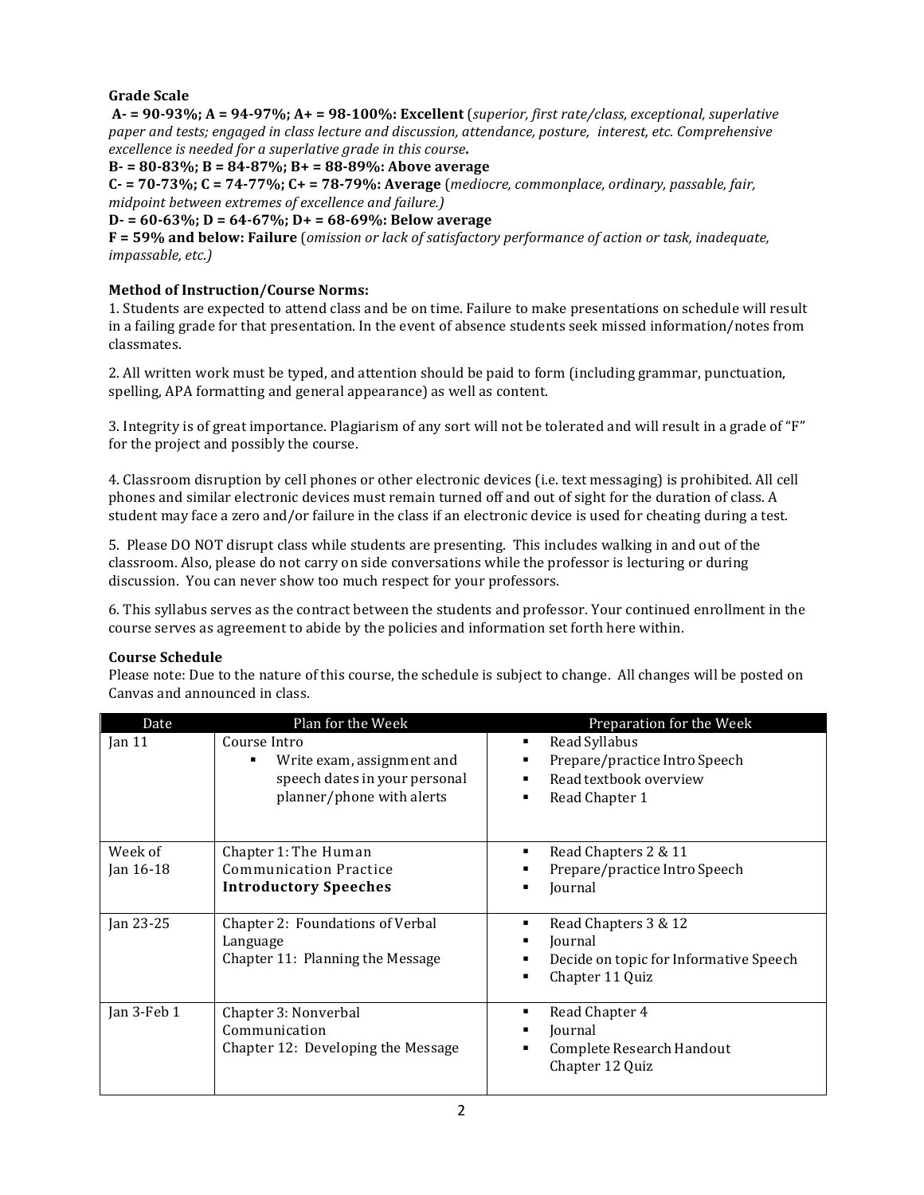**Grade Scale**

**A- = 90-93%; A = 94-97%; A+ = 98-100%: Excellent** (*superior, first rate/class, exceptional, superlative paper and tests; engaged in class lecture and discussion, attendance, posture, interest, etc. Comprehensive excellence is needed for a superlative grade in this course***.**

**B- = 80-83%; B = 84-87%; B+ = 88-89%: Above average**

**C- = 70-73%; C = 74-77%; C+ = 78-79%: Average** (*mediocre, commonplace, ordinary, passable, fair, midpoint between extremes of excellence and failure.)*

**D- = 60-63%; D = 64-67%; D+ = 68-69%: Below average**

**F = 59% and below: Failure** (*omission or lack of satisfactory performance of action or task, inadequate, impassable, etc.)*

**Method of Instruction/Course Norms:**

1. Students are expected to attend class and be on time. Failure to make presentations on schedule will result in a failing grade for that presentation. In the event of absence students seek missed information/notes from classmates.

2. All written work must be typed, and attention should be paid to form (including grammar, punctuation, spelling, APA formatting and general appearance) as well as content.

3. Integrity is of great importance. Plagiarism of any sort will not be tolerated and will result in a grade of "F" for the project and possibly the course.

4. Classroom disruption by cell phones or other electronic devices (i.e. text messaging) is prohibited. All cell phones and similar electronic devices must remain turned off and out of sight for the duration of class. A student may face a zero and/or failure in the class if an electronic device is used for cheating during a test.

5. Please DO NOT disrupt class while students are presenting. This includes walking in and out of the classroom. Also, please do not carry on side conversations while the professor is lecturing or during discussion. You can never show too much respect for your professors.

6. This syllabus serves as the contract between the students and professor. Your continued enrollment in the course serves as agreement to abide by the policies and information set forth here within.

**Course Schedule**

Please note: Due to the nature of this course, the schedule is subject to change. All changes will be posted on Canvas and announced in class.

| Date | Plan for the Week | Preparation for the Week |
|---|---|---|
| Jan 11 | Course Intro<br>▪ Write exam, assignment and speech dates in your personal planner/phone with alerts | ▪ Read Syllabus<br>▪ Prepare/practice Intro Speech<br>▪ Read textbook overview<br>▪ Read Chapter 1 |
| Week of Jan 16-18 | Chapter 1: The Human Communication Practice<br>**Introductory Speeches** | ▪ Read Chapters 2 & 11<br>▪ Prepare/practice Intro Speech<br>▪ Journal |
| Jan 23-25 | Chapter 2: Foundations of Verbal Language<br>Chapter 11: Planning the Message | ▪ Read Chapters 3 & 12<br>▪ Journal<br>▪ Decide on topic for Informative Speech<br>▪ Chapter 11 Quiz |
| Jan 3-Feb 1 | Chapter 3: Nonverbal Communication<br>Chapter 12: Developing the Message | ▪ Read Chapter 4<br>▪ Journal<br>▪ Complete Research Handout<br>Chapter 12 Quiz |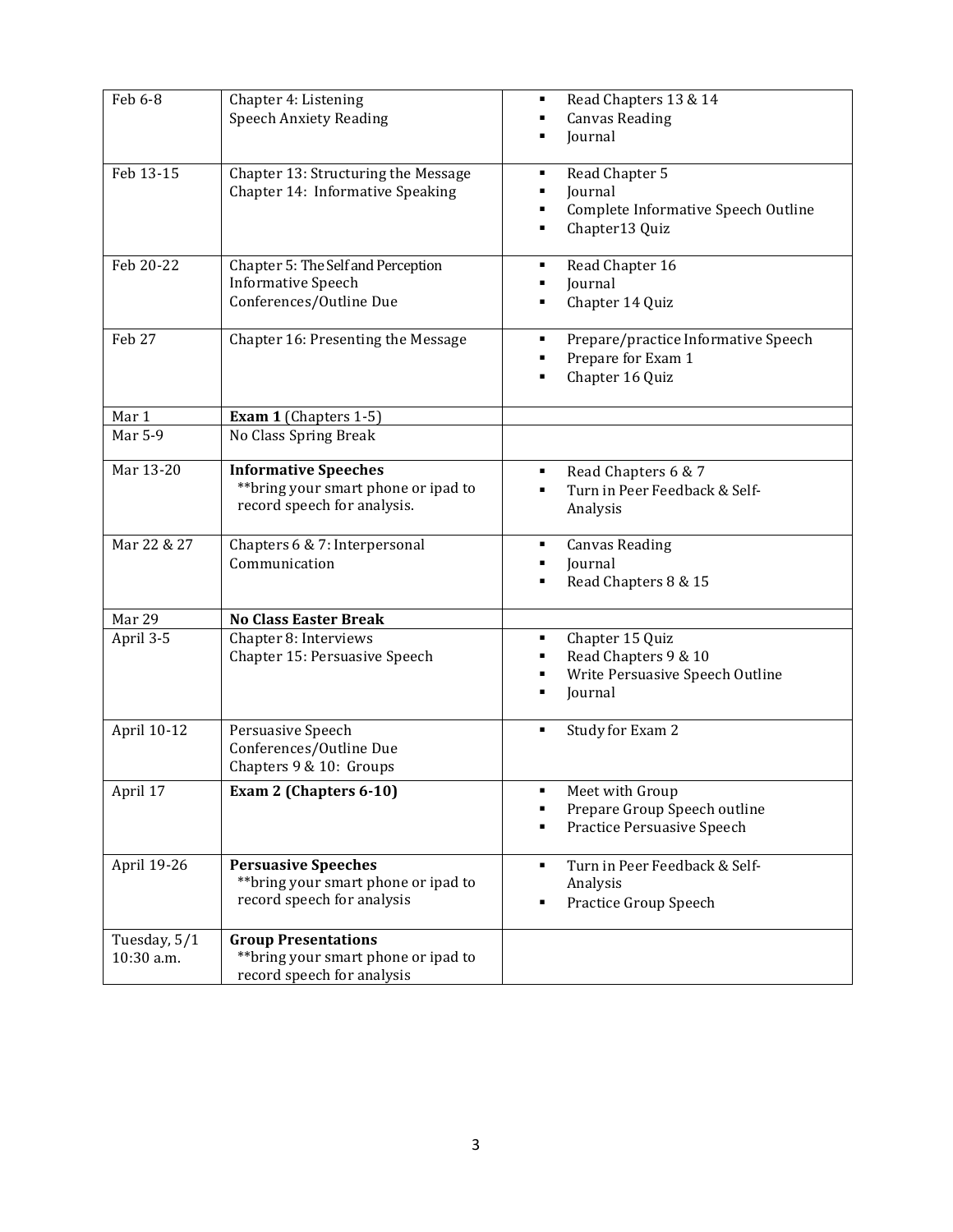| | | |
|---|---|---|
| Feb 6-8 | Chapter 4: Listening<br>Speech Anxiety Reading | ▪ Read Chapters 13 & 14<br>▪ Canvas Reading<br>▪ Journal |
| Feb 13-15 | Chapter 13: Structuring the Message<br>Chapter 14: Informative Speaking | ▪ Read Chapter 5<br>▪ Journal<br>▪ Complete Informative Speech Outline<br>▪ Chapter13 Quiz |
| Feb 20-22 | Chapter 5: The Self and Perception<br>Informative Speech Conferences/Outline Due | ▪ Read Chapter 16<br>▪ Journal<br>▪ Chapter 14 Quiz |
| Feb 27 | Chapter 16: Presenting the Message | ▪ Prepare/practice Informative Speech<br>▪ Prepare for Exam 1<br>▪ Chapter 16 Quiz |
| Mar 1 | **Exam 1** (Chapters 1-5) | |
| Mar 5-9 | No Class Spring Break | |
| Mar 13-20 | **Informative Speeches**<br>**bring your smart phone or ipad to record speech for analysis. | ▪ Read Chapters 6 & 7<br>▪ Turn in Peer Feedback & Self-Analysis |
| Mar 22 & 27 | Chapters 6 & 7: Interpersonal Communication | ▪ Canvas Reading<br>▪ Journal<br>▪ Read Chapters 8 & 15 |
| Mar 29 | **No Class Easter Break** | |
| April 3-5 | Chapter 8: Interviews<br>Chapter 15: Persuasive Speech | ▪ Chapter 15 Quiz<br>▪ Read Chapters 9 & 10<br>▪ Write Persuasive Speech Outline<br>▪ Journal |
| April 10-12 | Persuasive Speech Conferences/Outline Due<br>Chapters 9 & 10: Groups | ▪ Study for Exam 2 |
| April 17 | **Exam 2 (Chapters 6-10)** | ▪ Meet with Group<br>▪ Prepare Group Speech outline<br>▪ Practice Persuasive Speech |
| April 19-26 | **Persuasive Speeches**<br>**bring your smart phone or ipad to record speech for analysis | ▪ Turn in Peer Feedback & Self-Analysis<br>▪ Practice Group Speech |
| Tuesday, 5/1 10:30 a.m. | **Group Presentations**<br>**bring your smart phone or ipad to record speech for analysis | |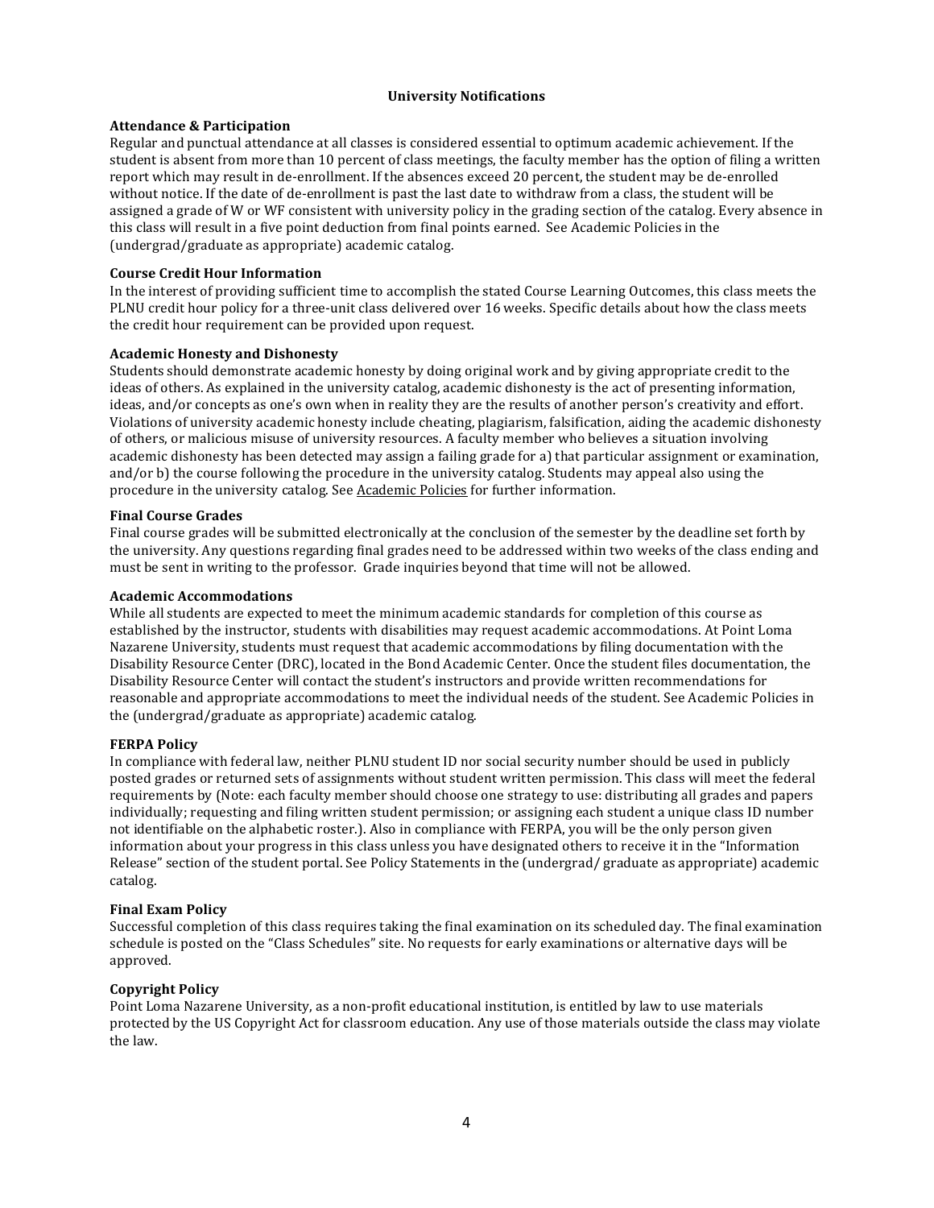## University Notifications

**Attendance & Participation**
Regular and punctual attendance at all classes is considered essential to optimum academic achievement. If the student is absent from more than 10 percent of class meetings, the faculty member has the option of filing a written report which may result in de-enrollment. If the absences exceed 20 percent, the student may be de-enrolled without notice. If the date of de-enrollment is past the last date to withdraw from a class, the student will be assigned a grade of W or WF consistent with university policy in the grading section of the catalog. Every absence in this class will result in a five point deduction from final points earned. See Academic Policies in the (undergrad/graduate as appropriate) academic catalog.

**Course Credit Hour Information**
In the interest of providing sufficient time to accomplish the stated Course Learning Outcomes, this class meets the PLNU credit hour policy for a three-unit class delivered over 16 weeks. Specific details about how the class meets the credit hour requirement can be provided upon request.

**Academic Honesty and Dishonesty**
Students should demonstrate academic honesty by doing original work and by giving appropriate credit to the ideas of others. As explained in the university catalog, academic dishonesty is the act of presenting information, ideas, and/or concepts as one's own when in reality they are the results of another person's creativity and effort. Violations of university academic honesty include cheating, plagiarism, falsification, aiding the academic dishonesty of others, or malicious misuse of university resources. A faculty member who believes a situation involving academic dishonesty has been detected may assign a failing grade for a) that particular assignment or examination, and/or b) the course following the procedure in the university catalog. Students may appeal also using the procedure in the university catalog. See Academic Policies for further information.

**Final Course Grades**
Final course grades will be submitted electronically at the conclusion of the semester by the deadline set forth by the university. Any questions regarding final grades need to be addressed within two weeks of the class ending and must be sent in writing to the professor. Grade inquiries beyond that time will not be allowed.

**Academic Accommodations**
While all students are expected to meet the minimum academic standards for completion of this course as established by the instructor, students with disabilities may request academic accommodations. At Point Loma Nazarene University, students must request that academic accommodations by filing documentation with the Disability Resource Center (DRC), located in the Bond Academic Center. Once the student files documentation, the Disability Resource Center will contact the student's instructors and provide written recommendations for reasonable and appropriate accommodations to meet the individual needs of the student. See Academic Policies in the (undergrad/graduate as appropriate) academic catalog.

**FERPA Policy**
In compliance with federal law, neither PLNU student ID nor social security number should be used in publicly posted grades or returned sets of assignments without student written permission. This class will meet the federal requirements by (Note: each faculty member should choose one strategy to use: distributing all grades and papers individually; requesting and filing written student permission; or assigning each student a unique class ID number not identifiable on the alphabetic roster.). Also in compliance with FERPA, you will be the only person given information about your progress in this class unless you have designated others to receive it in the "Information Release" section of the student portal. See Policy Statements in the (undergrad/ graduate as appropriate) academic catalog.

**Final Exam Policy**
Successful completion of this class requires taking the final examination on its scheduled day. The final examination schedule is posted on the "Class Schedules" site. No requests for early examinations or alternative days will be approved.

**Copyright Policy**
Point Loma Nazarene University, as a non-profit educational institution, is entitled by law to use materials protected by the US Copyright Act for classroom education. Any use of those materials outside the class may violate the law.